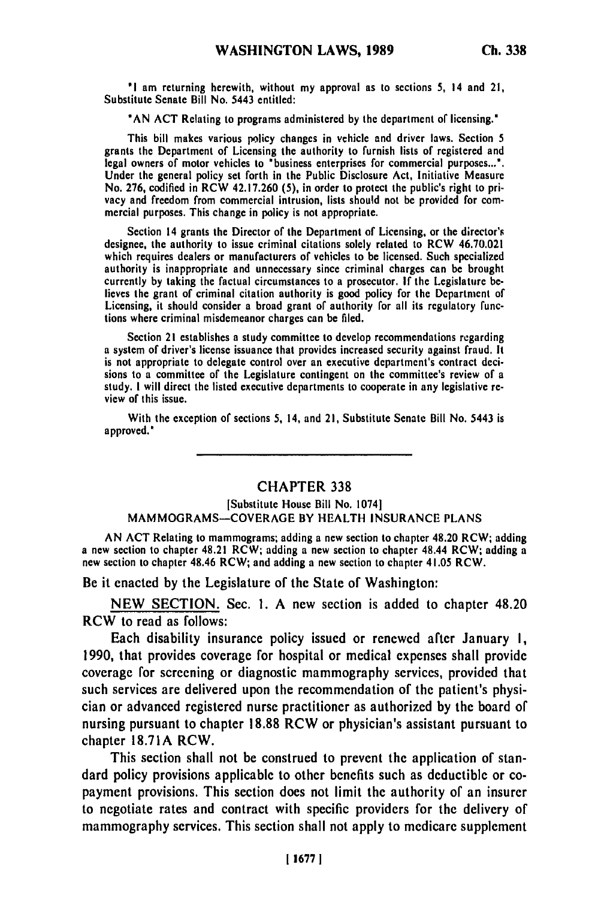"I am returning herewith, without my approval as to sections 5, 14 and 21, Substitute Senate Bill No. 5443 entitled:

"AN ACT Relating to programs administered by the department of licensing."

This bill makes various policy changes in vehicle and driver laws. Section 5 grants the Department of Licensing the authority to furnish lists of registered and legal owners of motor vehicles to "business enterprises for commercial purposes...". Under the general policy set forth in the Public Disclosure Act, Initiative Measure No. 276, codified in RCW 42.17.260 (5), in order to protect the public's right to privacy and freedom from commercial intrusion, lists should not be provided for commercial purposes. This change in policy is not appropriate.

Section 14 grants the Director of the Department of Licensing, or the director's designee, the authority to issue criminal citations solely related to RCW 46.70.021 which requires dealers or manufacturers of vehicles to be licensed. Such specialized authority is inappropriate and unnecessary since criminal charges can be brought currently by taking the factual circumstances to a prosecutor. If the Legislature believes the grant of criminal citation authority is good policy for the Department of Licensing, it should consider a broad grant of authority for all its regulatory functions where criminal misdemeanor charges can be filed.

Section 21 establishes a study committee to develop recommendations regarding a system of driver's license issuance that provides increased security against fraud. It is not appropriate to delegate control over an executive department's contract decisions to a committee of the Legislature contingent on the committee's review of a study. I will direct the listed executive departments to cooperate in any legislative review of this issue.

With the exception of sections 5, 14, and 21, Substitute Senate Bill No. 5443 is approved."

---

## CHAPTER 338

[Substitute House Bill No. 1074]

MAMMOGRAMS—COVERAGE BY HEALTH INSURANCE PLANS

AN ACT Relating to mammograms; adding a new section to chapter 48.20 RCW; adding a new section to chapter 48.21 RCW; adding a new section to chapter 48.44 RCW; adding a new section to chapter 48.46 RCW; and adding a new section to chapter 41.05 RCW.

Be it enacted by the Legislature of the State of Washington:

NEW SECTION. Sec. 1. A new section is added to chapter 48.20 RCW to read as follows:

Each disability insurance policy issued or renewed after January 1, 1990, that provides coverage for hospital or medical expenses shall provide coverage for screening or diagnostic mammography services, provided that such services are delivered upon the recommendation of the patient's physician or advanced registered nurse practitioner as authorized by the board of nursing pursuant to chapter 18.88 RCW or physician's assistant pursuant to chapter 18.71A RCW.

This section shall not be construed to prevent the application of standard policy provisions applicable to other benefits such as deductible or copayment provisions. This section does not limit the authority of an insurer to negotiate rates and contract with specific providers for the delivery of mammography services. This section shall not apply to medicare supplement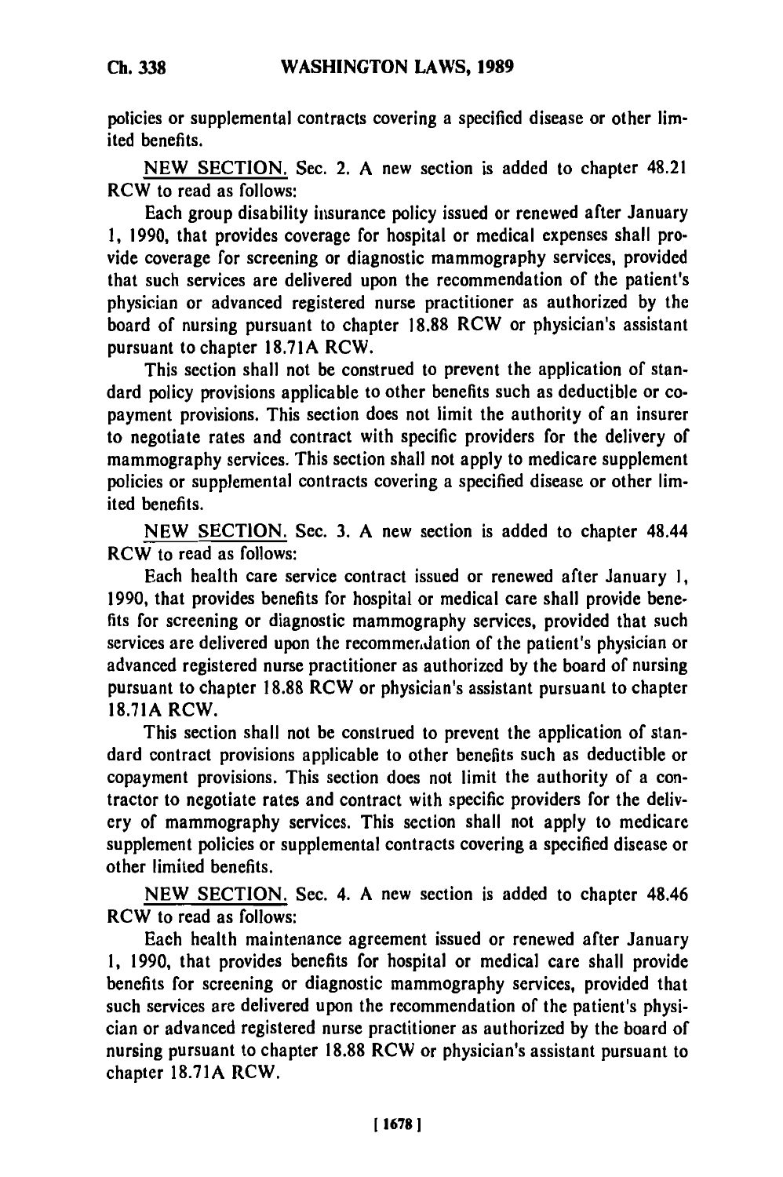policies or supplemental contracts covering a specified disease or other limited benefits.

NEW SECTION. Sec. 2. A new section is added to chapter 48.21 RCW to read as follows:

Each group disability insurance policy issued or renewed after January 1, 1990, that provides coverage for hospital or medical expenses shall provide coverage for screening or diagnostic mammography services, provided that such services are delivered upon the recommendation of the patient's physician or advanced registered nurse practitioner as authorized by the board of nursing pursuant to chapter 18.88 RCW or physician's assistant pursuant to chapter 18.71A RCW.

This section shall not be construed to prevent the application of standard policy provisions applicable to other benefits such as deductible or copayment provisions. This section does not limit the authority of an insurer to negotiate rates and contract with specific providers for the delivery of mammography services. This section shall not apply to medicare supplement policies or supplemental contracts covering a specified disease or other limited benefits.

NEW SECTION. Sec. 3. A new section is added to chapter 48.44 RCW to read as follows:

Each health care service contract issued or renewed after January 1, 1990, that provides benefits for hospital or medical care shall provide benefits for screening or diagnostic mammography services, provided that such services are delivered upon the recommendation of the patient's physician or advanced registered nurse practitioner as authorized by the board of nursing pursuant to chapter 18.88 RCW or physician's assistant pursuant to chapter 18.71A RCW.

This section shall not be construed to prevent the application of standard contract provisions applicable to other benefits such as deductible or copayment provisions. This section does not limit the authority of a contractor to negotiate rates and contract with specific providers for the delivery of mammography services. This section shall not apply to medicare supplement policies or supplemental contracts covering a specified disease or other limited benefits.

NEW SECTION. Sec. 4. A new section is added to chapter 48.46 RCW to read as follows:

Each health maintenance agreement issued or renewed after January 1, 1990, that provides benefits for hospital or medical care shall provide benefits for screening or diagnostic mammography services, provided that such services are delivered upon the recommendation of the patient's physician or advanced registered nurse practitioner as authorized by the board of nursing pursuant to chapter 18.88 RCW or physician's assistant pursuant to chapter 18.71A RCW.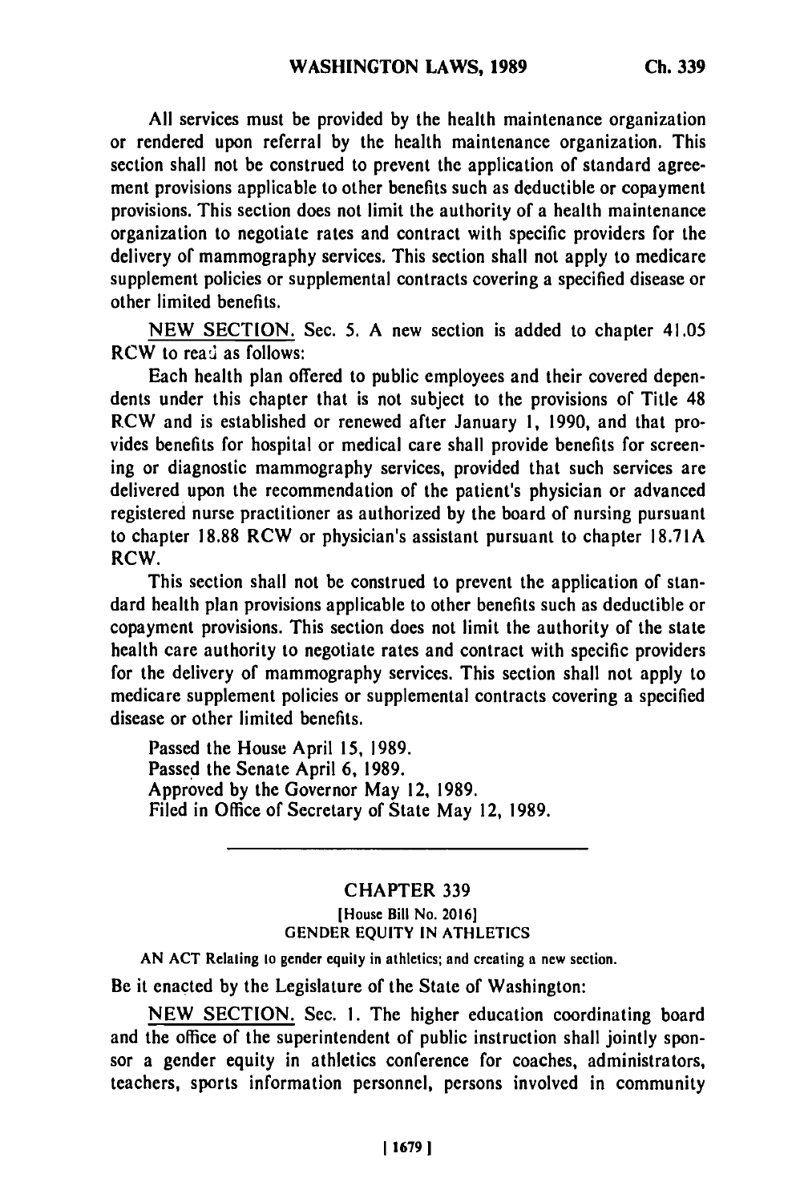All services must be provided by the health maintenance organization or rendered upon referral by the health maintenance organization. This section shall not be construed to prevent the application of standard agreement provisions applicable to other benefits such as deductible or copayment provisions. This section does not limit the authority of a health maintenance organization to negotiate rates and contract with specific providers for the delivery of mammography services. This section shall not apply to medicare supplement policies or supplemental contracts covering a specified disease or other limited benefits.

NEW SECTION. Sec. 5. A new section is added to chapter 41.05 RCW to read as follows:

Each health plan offered to public employees and their covered dependents under this chapter that is not subject to the provisions of Title 48 RCW and is established or renewed after January 1, 1990, and that provides benefits for hospital or medical care shall provide benefits for screening or diagnostic mammography services, provided that such services are delivered upon the recommendation of the patient's physician or advanced registered nurse practitioner as authorized by the board of nursing pursuant to chapter 18.88 RCW or physician's assistant pursuant to chapter 18.71A RCW.

This section shall not be construed to prevent the application of standard health plan provisions applicable to other benefits such as deductible or copayment provisions. This section does not limit the authority of the state health care authority to negotiate rates and contract with specific providers for the delivery of mammography services. This section shall not apply to medicare supplement policies or supplemental contracts covering a specified disease or other limited benefits.

Passed the House April 15, 1989.
Passed the Senate April 6, 1989.
Approved by the Governor May 12, 1989.
Filed in Office of Secretary of State May 12, 1989.

---

## CHAPTER 339

[House Bill No. 2016]

GENDER EQUITY IN ATHLETICS

AN ACT Relating to gender equity in athletics; and creating a new section.

Be it enacted by the Legislature of the State of Washington:

NEW SECTION. Sec. 1. The higher education coordinating board and the office of the superintendent of public instruction shall jointly sponsor a gender equity in athletics conference for coaches, administrators, teachers, sports information personnel, persons involved in community